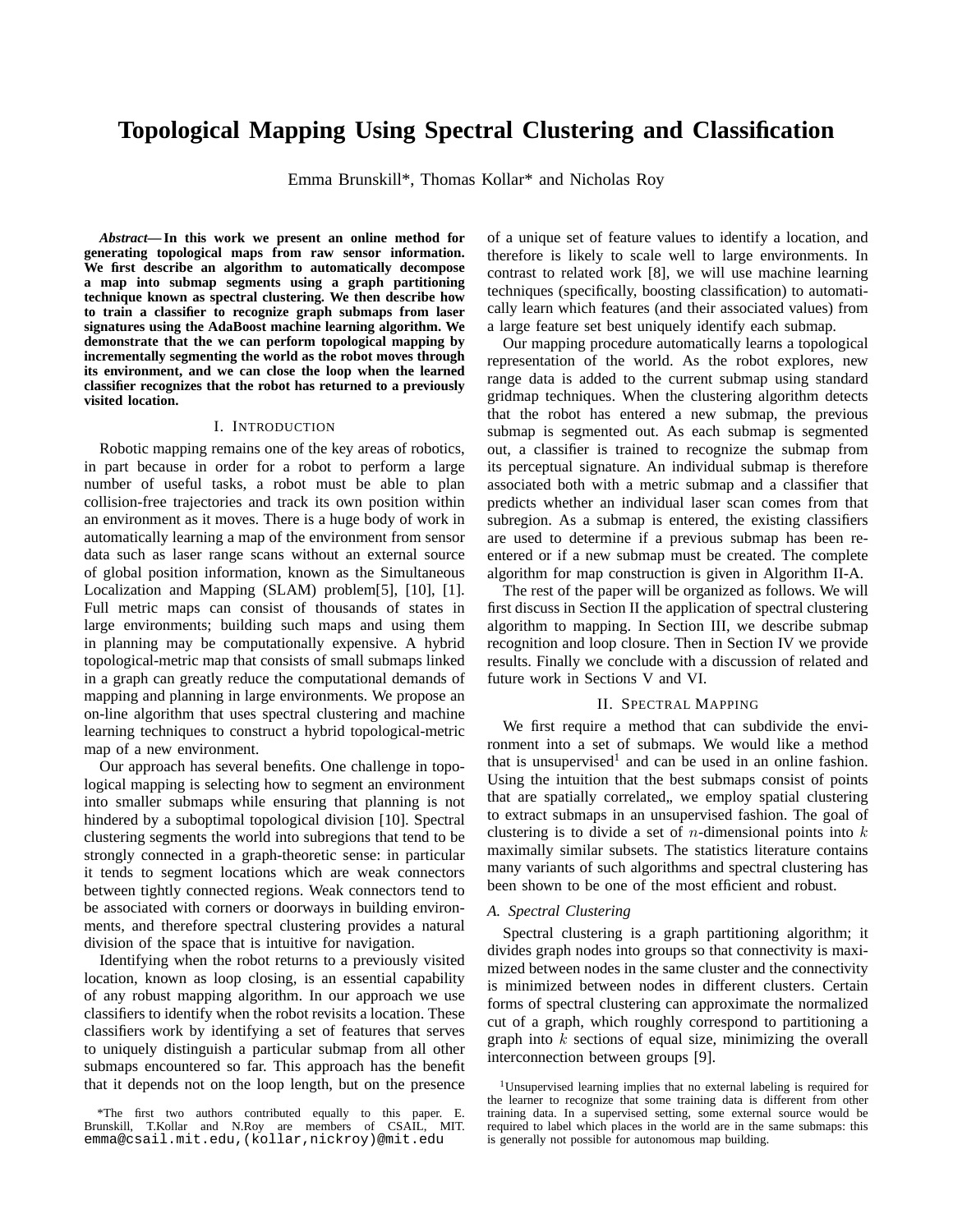# Topological Mapping Using Spectral Clustering and Classification

Emma Brunskill*, Thomas Kollar* and Nicholas Roy

***Abstract*— In this work we present an online method for generating topological maps from raw sensor information. We first describe an algorithm to automatically decompose a map into submap segments using a graph partitioning technique known as spectral clustering. We then describe how to train a classifier to recognize graph submaps from laser signatures using the AdaBoost machine learning algorithm. We demonstrate that the we can perform topological mapping by incrementally segmenting the world as the robot moves through its environment, and we can close the loop when the learned classifier recognizes that the robot has returned to a previously visited location.**

## I. Introduction

Robotic mapping remains one of the key areas of robotics, in part because in order for a robot to perform a large number of useful tasks, a robot must be able to plan collision-free trajectories and track its own position within an environment as it moves. There is a huge body of work in automatically learning a map of the environment from sensor data such as laser range scans without an external source of global position information, known as the Simultaneous Localization and Mapping (SLAM) problem[5], [10], [1]. Full metric maps can consist of thousands of states in large environments; building such maps and using them in planning may be computationally expensive. A hybrid topological-metric map that consists of small submaps linked in a graph can greatly reduce the computational demands of mapping and planning in large environments. We propose an on-line algorithm that uses spectral clustering and machine learning techniques to construct a hybrid topological-metric map of a new environment.

Our approach has several benefits. One challenge in topological mapping is selecting how to segment an environment into smaller submaps while ensuring that planning is not hindered by a suboptimal topological division [10]. Spectral clustering segments the world into subregions that tend to be strongly connected in a graph-theoretic sense: in particular it tends to segment locations which are weak connectors between tightly connected regions. Weak connectors tend to be associated with corners or doorways in building environments, and therefore spectral clustering provides a natural division of the space that is intuitive for navigation.

Identifying when the robot returns to a previously visited location, known as loop closing, is an essential capability of any robust mapping algorithm. In our approach we use classifiers to identify when the robot revisits a location. These classifiers work by identifying a set of features that serves to uniquely distinguish a particular submap from all other submaps encountered so far. This approach has the benefit that it depends not on the loop length, but on the presence of a unique set of feature values to identify a location, and therefore is likely to scale well to large environments. In contrast to related work [8], we will use machine learning techniques (specifically, boosting classification) to automatically learn which features (and their associated values) from a large feature set best uniquely identify each submap.

Our mapping procedure automatically learns a topological representation of the world. As the robot explores, new range data is added to the current submap using standard gridmap techniques. When the clustering algorithm detects that the robot has entered a new submap, the previous submap is segmented out. As each submap is segmented out, a classifier is trained to recognize the submap from its perceptual signature. An individual submap is therefore associated both with a metric submap and a classifier that predicts whether an individual laser scan comes from that subregion. As a submap is entered, the existing classifiers are used to determine if a previous submap has been re-entered or if a new submap must be created. The complete algorithm for map construction is given in Algorithm II-A.

The rest of the paper will be organized as follows. We will first discuss in Section II the application of spectral clustering algorithm to mapping. In Section III, we describe submap recognition and loop closure. Then in Section IV we provide results. Finally we conclude with a discussion of related and future work in Sections V and VI.

## II. Spectral Mapping

We first require a method that can subdivide the environment into a set of submaps. We would like a method that is unsupervised[1] and can be used in an online fashion. Using the intuition that the best submaps consist of points that are spatially correlated,, we employ spatial clustering to extract submaps in an unsupervised fashion. The goal of clustering is to divide a set of $n$-dimensional points into $k$ maximally similar subsets. The statistics literature contains many variants of such algorithms and spectral clustering has been shown to be one of the most efficient and robust.

### A. Spectral Clustering

Spectral clustering is a graph partitioning algorithm; it divides graph nodes into groups so that connectivity is maximized between nodes in the same cluster and the connectivity is minimized between nodes in different clusters. Certain forms of spectral clustering can approximate the normalized cut of a graph, which roughly correspond to partitioning a graph into $k$ sections of equal size, minimizing the overall interconnection between groups [9].

[1]Unsupervised learning implies that no external labeling is required for the learner to recognize that some training data is different from other training data. In a supervised setting, some external source would be required to label which places in the world are in the same submaps: this is generally not possible for autonomous map building.

*The first two authors contributed equally to this paper. E. Brunskill, T.Kollar and N.Roy are members of CSAIL, MIT. emma@csail.mit.edu,(kollar,nickroy)@mit.edu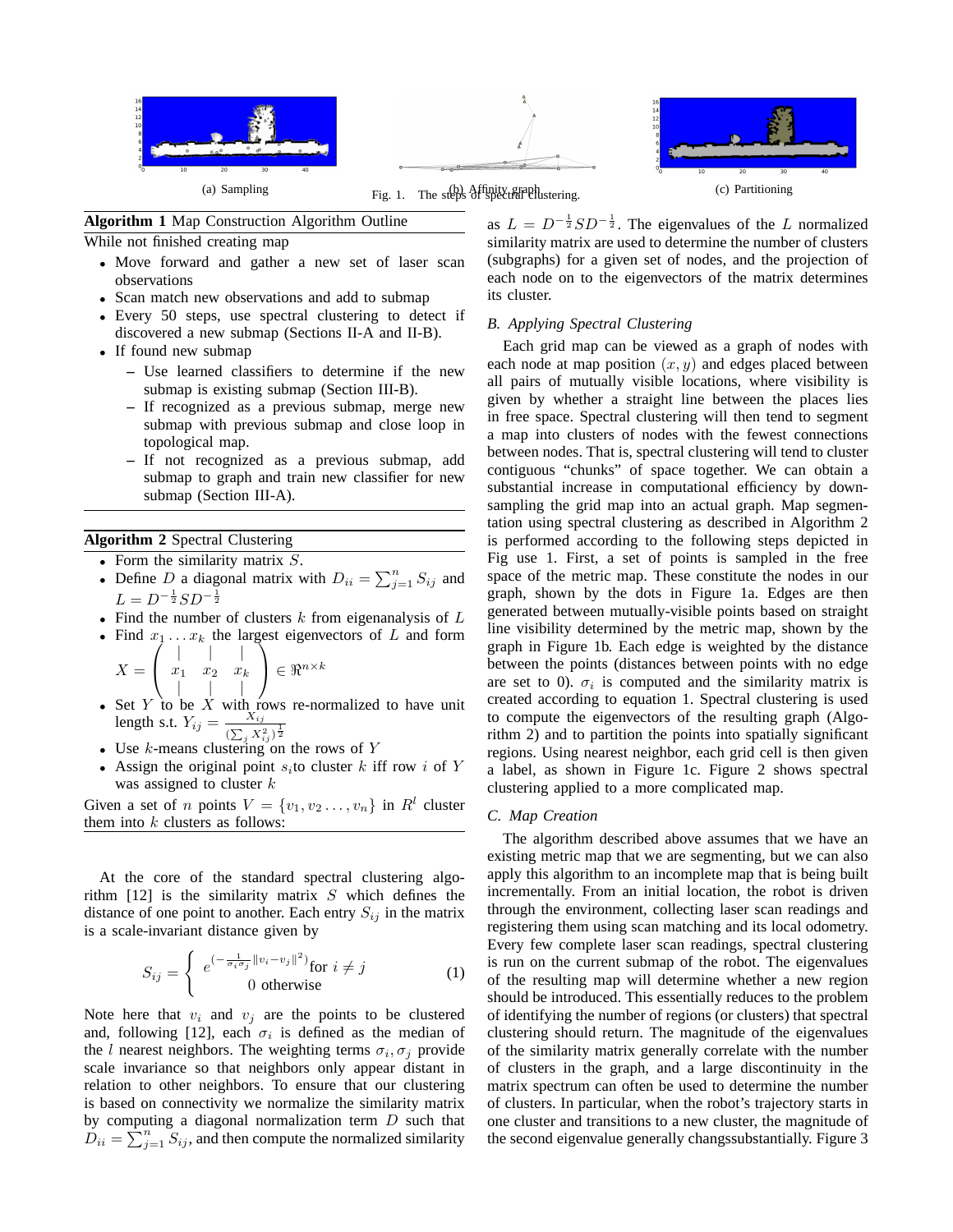(a) Sampling

(b) Affinity graph

(c) Partitioning

Fig. 1. The steps of spectral clustering.

**Algorithm 1** Map Construction Algorithm Outline

While not finished creating map

- Move forward and gather a new set of laser scan observations
- Scan match new observations and add to submap
- Every 50 steps, use spectral clustering to detect if discovered a new submap (Sections II-A and II-B).
- If found new submap
  - Use learned classifiers to determine if the new submap is existing submap (Section III-B).
  - If recognized as a previous submap, merge new submap with previous submap and close loop in topological map.
  - If not recognized as a previous submap, add submap to graph and train new classifier for new submap (Section III-A).

**Algorithm 2** Spectral Clustering

- Form the similarity matrix $S$.
- Define $D$ a diagonal matrix with $D_{ii} = \sum_{j=1}^{n} S_{ij}$ and $L = D^{-\frac{1}{2}} S D^{-\frac{1}{2}}$
- Find the number of clusters $k$ from eigenanalysis of $L$
- Find $x_1 \dots x_k$ the largest eigenvectors of $L$ and form $X = \begin{pmatrix} | & | & | \\ x_1 & x_2 & x_k \\ | & | & | \end{pmatrix} \in \Re^{n \times k}$
- Set $Y$ to be $X$ with rows re-normalized to have unit length s.t. $Y_{ij} = \frac{X_{ij}}{(\sum_j X_{ij}^2)^{\frac{1}{2}}}$
- Use $k$-means clustering on the rows of $Y$
- Assign the original point $s_i$to cluster $k$ iff row $i$ of $Y$ was assigned to cluster $k$

Given a set of $n$ points $V = \{v_1, v_2 \dots, v_n\}$ in $R^l$ cluster them into $k$ clusters as follows:

At the core of the standard spectral clustering algorithm [12] is the similarity matrix $S$ which defines the distance of one point to another. Each entry $S_{ij}$ in the matrix is a scale-invariant distance given by

$$S_{ij} = \begin{cases} e^{(-\frac{1}{\sigma_i \sigma_j} \|v_i - v_j\|^2)} \text{for } i \neq j \\ 0 \text{ otherwise} \end{cases} \tag{1}$$

Note here that $v_i$ and $v_j$ are the points to be clustered and, following [12], each $\sigma_i$ is defined as the median of the $l$ nearest neighbors. The weighting terms $\sigma_i, \sigma_j$ provide scale invariance so that neighbors only appear distant in relation to other neighbors. To ensure that our clustering is based on connectivity we normalize the similarity matrix by computing a diagonal normalization term $D$ such that $D_{ii} = \sum_{j=1}^{n} S_{ij}$, and then compute the normalized similarity as $L = D^{-\frac{1}{2}} S D^{-\frac{1}{2}}$. The eigenvalues of the $L$ normalized similarity matrix are used to determine the number of clusters (subgraphs) for a given set of nodes, and the projection of each node on to the eigenvectors of the matrix determines its cluster.

### B. Applying Spectral Clustering

Each grid map can be viewed as a graph of nodes with each node at map position $(x, y)$ and edges placed between all pairs of mutually visible locations, where visibility is given by whether a straight line between the places lies in free space. Spectral clustering will then tend to segment a map into clusters of nodes with the fewest connections between nodes. That is, spectral clustering will tend to cluster contiguous "chunks" of space together. We can obtain a substantial increase in computational efficiency by downsampling the grid map into an actual graph. Map segmentation using spectral clustering as described in Algorithm 2 is performed according to the following steps depicted in Fig use 1. First, a set of points is sampled in the free space of the metric map. These constitute the nodes in our graph, shown by the dots in Figure 1a. Edges are then generated between mutually-visible points based on straight line visibility determined by the metric map, shown by the graph in Figure 1b. Each edge is weighted by the distance between the points (distances between points with no edge are set to 0). $\sigma_i$ is computed and the similarity matrix is created according to equation 1. Spectral clustering is used to compute the eigenvectors of the resulting graph (Algorithm 2) and to partition the points into spatially significant regions. Using nearest neighbor, each grid cell is then given a label, as shown in Figure 1c. Figure 2 shows spectral clustering applied to a more complicated map.

### C. Map Creation

The algorithm described above assumes that we have an existing metric map that we are segmenting, but we can also apply this algorithm to an incomplete map that is being built incrementally. From an initial location, the robot is driven through the environment, collecting laser scan readings and registering them using scan matching and its local odometry. Every few complete laser scan readings, spectral clustering is run on the current submap of the robot. The eigenvalues of the resulting map will determine whether a new region should be introduced. This essentially reduces to the problem of identifying the number of regions (or clusters) that spectral clustering should return. The magnitude of the eigenvalues of the similarity matrix generally correlate with the number of clusters in the graph, and a large discontinuity in the matrix spectrum can often be used to determine the number of clusters. In particular, when the robot's trajectory starts in one cluster and transitions to a new cluster, the magnitude of the second eigenvalue generally changssubstantially. Figure 3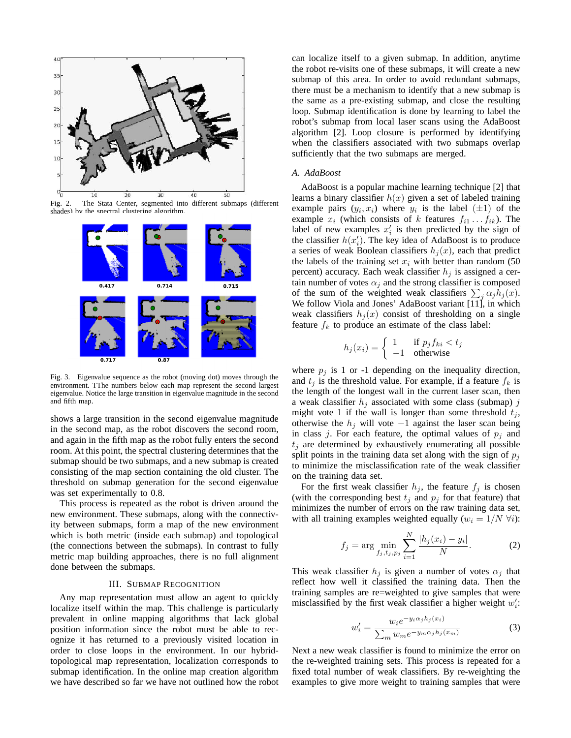0 10 20 30 40 50

0 5 10 15 20 25 30 35 40

Fig. 2. The Stata Center, segmented into different submaps (different shades) by the spectral clustering algorithm.

0.417 0.714 0.715

0.717 0.87

Fig. 3. Eigenvalue sequence as the robot (moving dot) moves through the environment. TThe numbers below each map represent the second largest eigenvalue. Notice the large transition in eigenvalue magnitude in the second and fifth map.

shows a large transition in the second eigenvalue magnitude in the second map, as the robot discovers the second room, and again in the fifth map as the robot fully enters the second room. At this point, the spectral clustering determines that the submap should be two submaps, and a new submap is created consisting of the map section containing the old cluster. The threshold on submap generation for the second eigenvalue was set experimentally to 0.8.

This process is repeated as the robot is driven around the new environment. These submaps, along with the connectivity between submaps, form a map of the new environment which is both metric (inside each submap) and topological (the connections between the submaps). In contrast to fully metric map building approaches, there is no full alignment done between the submaps.

## III. Submap Recognition

Any map representation must allow an agent to quickly localize itself within the map. This challenge is particularly prevalent in online mapping algorithms that lack global position information since the robot must be able to recognize it has returned to a previously visited location in order to close loops in the environment. In our hybrid-topological map representation, localization corresponds to submap identification. In the online map creation algorithm we have described so far we have not outlined how the robot can localize itself to a given submap. In addition, anytime the robot re-visits one of these submaps, it will create a new submap of this area. In order to avoid redundant submaps, there must be a mechanism to identify that a new submap is the same as a pre-existing submap, and close the resulting loop. Submap identification is done by learning to label the robot's submap from local laser scans using the AdaBoost algorithm [2]. Loop closure is performed by identifying when the classifiers associated with two submaps overlap sufficiently that the two submaps are merged.

### A. AdaBoost

AdaBoost is a popular machine learning technique [2] that learns a binary classifier $h(x)$ given a set of labeled training example pairs $(y_i, x_i)$ where $y_i$ is the label $(\pm 1)$ of the example $x_i$ (which consists of $k$ features $f_{i1} \ldots f_{ik}$). The label of new examples $x_i'$ is then predicted by the sign of the classifier $h(x_i')$. The key idea of AdaBoost is to produce a series of weak Boolean classifiers $h_j(x)$, each that predict the labels of the training set $x_i$ with better than random (50 percent) accuracy. Each weak classifier $h_j$ is assigned a certain number of votes $\alpha_j$ and the strong classifier is composed of the sum of the weighted weak classifiers $\sum_j \alpha_j h_j(x)$. We follow Viola and Jones' AdaBoost variant [11], in which weak classifiers $h_j(x)$ consist of thresholding on a single feature $f_k$ to produce an estimate of the class label:

$$h_j(x_i) = \begin{cases} 1 & \text{if } p_j f_{ki} < t_j \\ -1 & \text{otherwise} \end{cases}$$

where $p_j$ is 1 or -1 depending on the inequality direction, and $t_j$ is the threshold value. For example, if a feature $f_k$ is the length of the longest wall in the current laser scan, then a weak classifier $h_j$ associated with some class (submap) $j$ might vote 1 if the wall is longer than some threshold $t_j$, otherwise the $h_j$ will vote $-1$ against the laser scan being in class $j$. For each feature, the optimal values of $p_j$ and $t_j$ are determined by exhaustively enumerating all possible split points in the training data set along with the sign of $p_j$ to minimize the misclassification rate of the weak classifier on the training data set.

For the first weak classifier $h_j$, the feature $f_j$ is chosen (with the corresponding best $t_j$ and $p_j$ for that feature) that minimizes the number of errors on the raw training data set, with all training examples weighted equally ($w_i = 1/N\ \forall i$):

$$f_j = \arg\min_{f_j, t_j, p_j} \sum_{i=1}^{N} \frac{|h_j(x_i) - y_i|}{N}. \quad (2)$$

This weak classifier $h_j$ is given a number of votes $\alpha_j$ that reflect how well it classified the training data. Then the training samples are re-weighted to give samples that were misclassified by the first weak classifier a higher weight $w_i'$:

$$w_i' = \frac{w_i e^{-y_i \alpha_j h_j(x_i)}}{\sum_m w_m e^{-y_m \alpha_j h_j(x_m)}} \quad (3)$$

Next a new weak classifier is found to minimize the error on the re-weighted training sets. This process is repeated for a fixed total number of weak classifiers. By re-weighting the examples to give more weight to training samples that were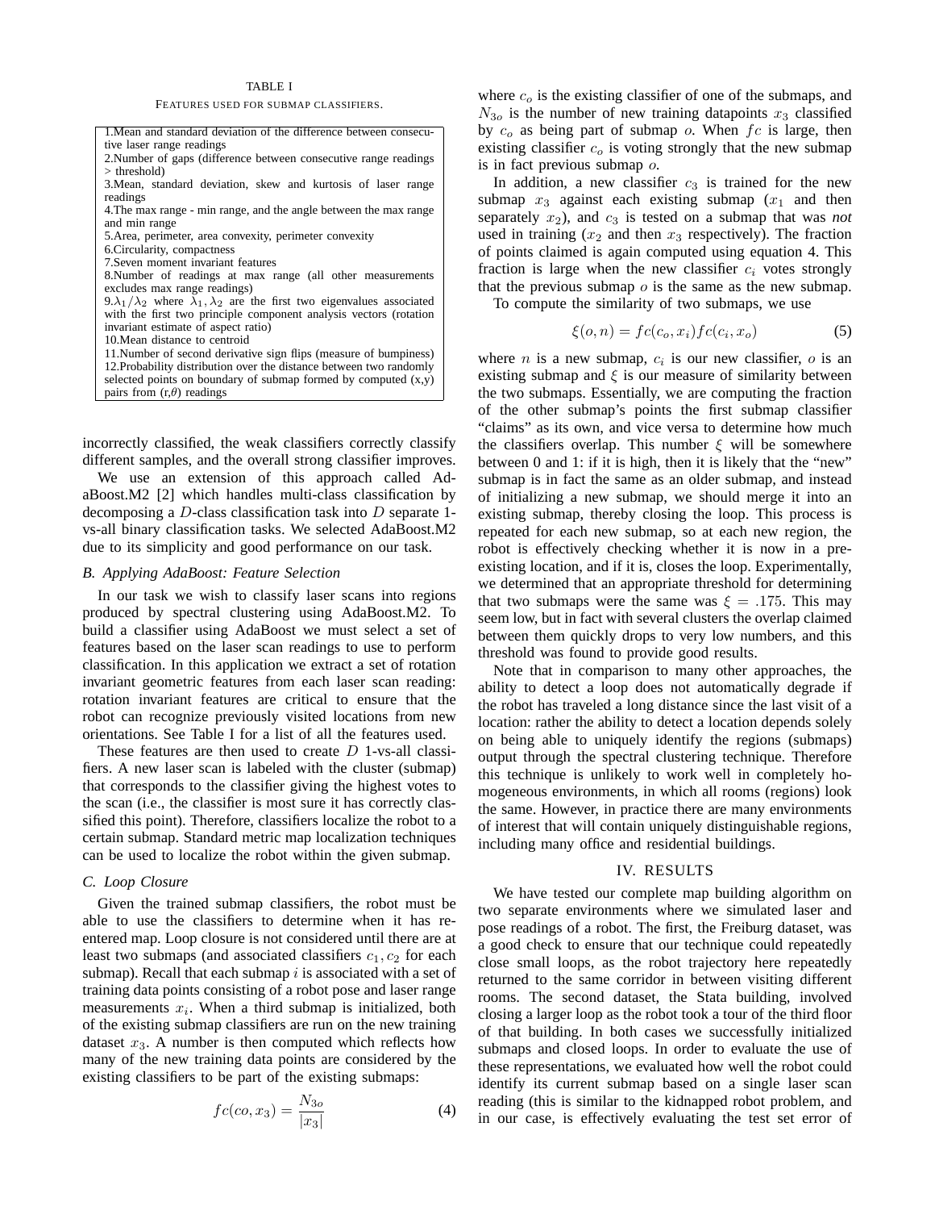TABLE I

FEATURES USED FOR SUBMAP CLASSIFIERS.

| |
|---|
| 1.Mean and standard deviation of the difference between consecutive laser range readings |
| 2.Number of gaps (difference between consecutive range readings > threshold) |
| 3.Mean, standard deviation, skew and kurtosis of laser range readings |
| 4.The max range - min range, and the angle between the max range and min range |
| 5.Area, perimeter, area convexity, perimeter convexity |
| 6.Circularity, compactness |
| 7.Seven moment invariant features |
| 8.Number of readings at max range (all other measurements excludes max range readings) |
| 9.$\lambda_1/\lambda_2$ where $\lambda_1, \lambda_2$ are the first two eigenvalues associated with the first two principle component analysis vectors (rotation invariant estimate of aspect ratio) |
| 10.Mean distance to centroid |
| 11.Number of second derivative sign flips (measure of bumpiness) |
| 12.Probability distribution over the distance between two randomly selected points on boundary of submap formed by computed (x,y) pairs from (r,$\theta$) readings |

incorrectly classified, the weak classifiers correctly classify different samples, and the overall strong classifier improves.

We use an extension of this approach called AdaBoost.M2 [2] which handles multi-class classification by decomposing a $D$-class classification task into $D$ separate 1-vs-all binary classification tasks. We selected AdaBoost.M2 due to its simplicity and good performance on our task.

### *B. Applying AdaBoost: Feature Selection*

In our task we wish to classify laser scans into regions produced by spectral clustering using AdaBoost.M2. To build a classifier using AdaBoost we must select a set of features based on the laser scan readings to use to perform classification. In this application we extract a set of rotation invariant geometric features from each laser scan reading: rotation invariant features are critical to ensure that the robot can recognize previously visited locations from new orientations. See Table I for a list of all the features used.

These features are then used to create $D$ 1-vs-all classifiers. A new laser scan is labeled with the cluster (submap) that corresponds to the classifier giving the highest votes to the scan (i.e., the classifier is most sure it has correctly classified this point). Therefore, classifiers localize the robot to a certain submap. Standard metric map localization techniques can be used to localize the robot within the given submap.

### *C. Loop Closure*

Given the trained submap classifiers, the robot must be able to use the classifiers to determine when it has re-entered map. Loop closure is not considered until there are at least two submaps (and associated classifiers $c_1, c_2$ for each submap). Recall that each submap $i$ is associated with a set of training data points consisting of a robot pose and laser range measurements $x_i$. When a third submap is initialized, both of the existing submap classifiers are run on the new training dataset $x_3$. A number is then computed which reflects how many of the new training data points are considered by the existing classifiers to be part of the existing submaps:

$$fc(co, x_3) = \frac{N_{3o}}{|x_3|} \tag{4}$$

where $c_o$ is the existing classifier of one of the submaps, and $N_{3o}$ is the number of new training datapoints $x_3$ classified by $c_o$ as being part of submap $o$. When $fc$ is large, then existing classifier $c_o$ is voting strongly that the new submap is in fact previous submap $o$.

In addition, a new classifier $c_3$ is trained for the new submap $x_3$ against each existing submap ($x_1$ and then separately $x_2$), and $c_3$ is tested on a submap that was *not* used in training ($x_2$ and then $x_3$ respectively). The fraction of points claimed is again computed using equation 4. This fraction is large when the new classifier $c_i$ votes strongly that the previous submap $o$ is the same as the new submap.

To compute the similarity of two submaps, we use

$$\xi(o, n) = fc(c_o, x_i) fc(c_i, x_o) \tag{5}$$

where $n$ is a new submap, $c_i$ is our new classifier, $o$ is an existing submap and $\xi$ is our measure of similarity between the two submaps. Essentially, we are computing the fraction of the other submap's points the first submap classifier "claims" as its own, and vice versa to determine how much the classifiers overlap. This number $\xi$ will be somewhere between 0 and 1: if it is high, then it is likely that the "new" submap is in fact the same as an older submap, and instead of initializing a new submap, we should merge it into an existing submap, thereby closing the loop. This process is repeated for each new submap, so at each new region, the robot is effectively checking whether it is now in a pre-existing location, and if it is, closes the loop. Experimentally, we determined that an appropriate threshold for determining that two submaps were the same was $\xi = .175$. This may seem low, but in fact with several clusters the overlap claimed between them quickly drops to very low numbers, and this threshold was found to provide good results.

Note that in comparison to many other approaches, the ability to detect a loop does not automatically degrade if the robot has traveled a long distance since the last visit of a location: rather the ability to detect a location depends solely on being able to uniquely identify the regions (submaps) output through the spectral clustering technique. Therefore this technique is unlikely to work well in completely homogeneous environments, in which all rooms (regions) look the same. However, in practice there are many environments of interest that will contain uniquely distinguishable regions, including many office and residential buildings.

## IV. RESULTS

We have tested our complete map building algorithm on two separate environments where we simulated laser and pose readings of a robot. The first, the Freiburg dataset, was a good check to ensure that our technique could repeatedly close small loops, as the robot trajectory here repeatedly returned to the same corridor in between visiting different rooms. The second dataset, the Stata building, involved closing a larger loop as the robot took a tour of the third floor of that building. In both cases we successfully initialized submaps and closed loops. In order to evaluate the use of these representations, we evaluated how well the robot could identify its current submap based on a single laser scan reading (this is similar to the kidnapped robot problem, and in our case, is effectively evaluating the test set error of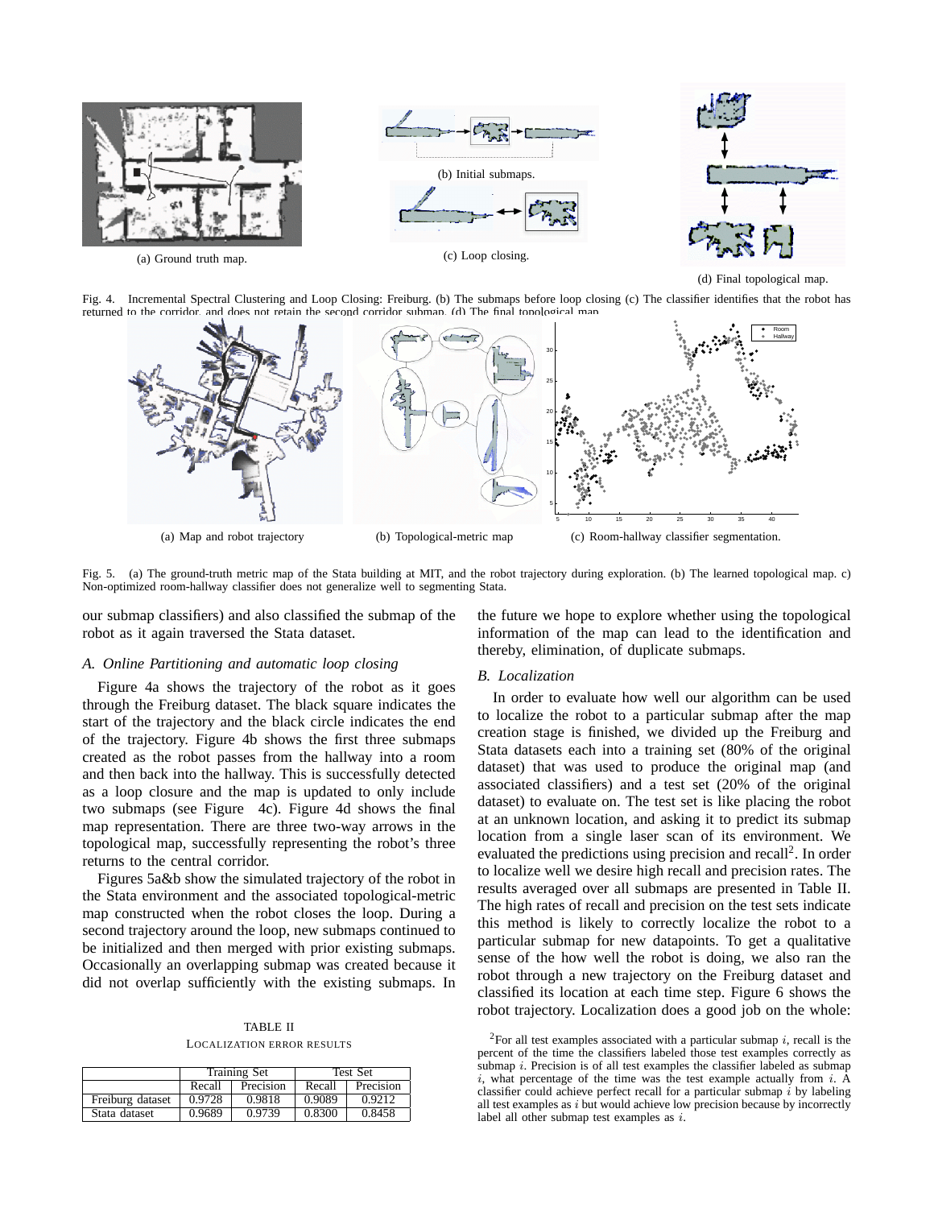(a) Ground truth map.

(b) Initial submaps.

(c) Loop closing.

(d) Final topological map.

Fig. 4. Incremental Spectral Clustering and Loop Closing: Freiburg. (b) The submaps before loop closing (c) The classifier identifies that the robot has returned to the corridor, and does not retain the second corridor submap. (d) The final topological map.

(a) Map and robot trajectory

(b) Topological-metric map

(c) Room-hallway classifier segmentation.

Fig. 5. (a) The ground-truth metric map of the Stata building at MIT, and the robot trajectory during exploration. (b) The learned topological map. c) Non-optimized room-hallway classifier does not generalize well to segmenting Stata.

our submap classifiers) and also classified the submap of the robot as it again traversed the Stata dataset.

### *A. Online Partitioning and automatic loop closing*

Figure 4a shows the trajectory of the robot as it goes through the Freiburg dataset. The black square indicates the start of the trajectory and the black circle indicates the end of the trajectory. Figure 4b shows the first three submaps created as the robot passes from the hallway into a room and then back into the hallway. This is successfully detected as a loop closure and the map is updated to only include two submaps (see Figure 4c). Figure 4d shows the final map representation. There are three two-way arrows in the topological map, successfully representing the robot's three returns to the central corridor.

Figures 5a&b show the simulated trajectory of the robot in the Stata environment and the associated topological-metric map constructed when the robot closes the loop. During a second trajectory around the loop, new submaps continued to be initialized and then merged with prior existing submaps. Occasionally an overlapping submap was created because it did not overlap sufficiently with the existing submaps. In the future we hope to explore whether using the topological information of the map can lead to the identification and thereby, elimination, of duplicate submaps.

TABLE II
LOCALIZATION ERROR RESULTS

| | Training Set | | Test Set | |
|---|---|---|---|---|
| | Recall | Precision | Recall | Precision |
| Freiburg dataset | 0.9728 | 0.9818 | 0.9089 | 0.9212 |
| Stata dataset | 0.9689 | 0.9739 | 0.8300 | 0.8458 |

### *B. Localization*

In order to evaluate how well our algorithm can be used to localize the robot to a particular submap after the map creation stage is finished, we divided up the Freiburg and Stata datasets each into a training set (80% of the original dataset) that was used to produce the original map (and associated classifiers) and a test set (20% of the original dataset) to evaluate on. The test set is like placing the robot at an unknown location, and asking it to predict its submap location from a single laser scan of its environment. We evaluated the predictions using precision and recall[2]. In order to localize well we desire high recall and precision rates. The results averaged over all submaps are presented in Table II. The high rates of recall and precision on the test sets indicate this method is likely to correctly localize the robot to a particular submap for new datapoints. To get a qualitative sense of the how well the robot is doing, we also ran the robot through a new trajectory on the Freiburg dataset and classified its location at each time step. Figure 6 shows the robot trajectory. Localization does a good job on the whole:

[2] For all test examples associated with a particular submap $i$, recall is the percent of the time the classifiers labeled those test examples correctly as submap $i$. Precision is of all test examples the classifier labeled as submap $i$, what percentage of the time was the test example actually from $i$. A classifier could achieve perfect recall for a particular submap $i$ by labeling all test examples as $i$ but would achieve low precision because by incorrectly label all other submap test examples as $i$.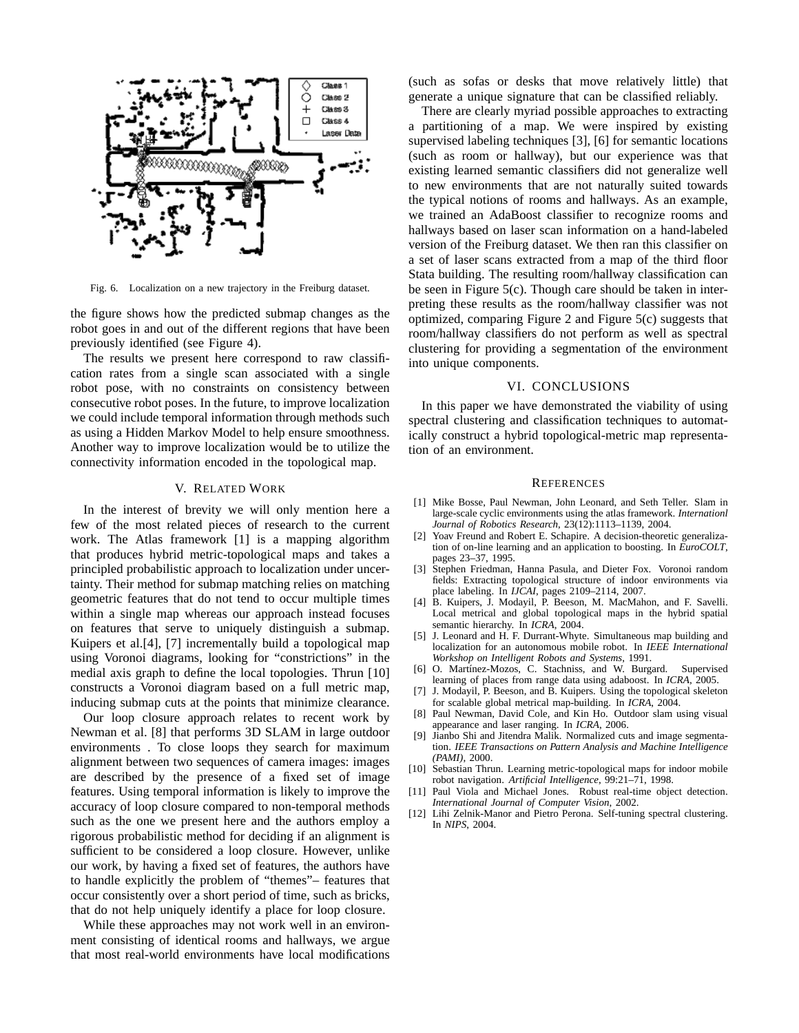Class 1
Class 2
Class 3
Class 4
Laser Data

Fig. 6. Localization on a new trajectory in the Freiburg dataset.

the figure shows how the predicted submap changes as the robot goes in and out of the different regions that have been previously identified (see Figure 4).

The results we present here correspond to raw classification rates from a single scan associated with a single robot pose, with no constraints on consistency between consecutive robot poses. In the future, to improve localization we could include temporal information through methods such as using a Hidden Markov Model to help ensure smoothness. Another way to improve localization would be to utilize the connectivity information encoded in the topological map.

## V. Related Work

In the interest of brevity we will only mention here a few of the most related pieces of research to the current work. The Atlas framework [1] is a mapping algorithm that produces hybrid metric-topological maps and takes a principled probabilistic approach to localization under uncertainty. Their method for submap matching relies on matching geometric features that do not tend to occur multiple times within a single map whereas our approach instead focuses on features that serve to uniquely distinguish a submap. Kuipers et al.[4], [7] incrementally build a topological map using Voronoi diagrams, looking for "constrictions" in the medial axis graph to define the local topologies. Thrun [10] constructs a Voronoi diagram based on a full metric map, inducing submap cuts at the points that minimize clearance.

Our loop closure approach relates to recent work by Newman et al. [8] that performs 3D SLAM in large outdoor environments . To close loops they search for maximum alignment between two sequences of camera images: images are described by the presence of a fixed set of image features. Using temporal information is likely to improve the accuracy of loop closure compared to non-temporal methods such as the one we present here and the authors employ a rigorous probabilistic method for deciding if an alignment is sufficient to be considered a loop closure. However, unlike our work, by having a fixed set of features, the authors have to handle explicitly the problem of "themes"– features that occur consistently over a short period of time, such as bricks, that do not help uniquely identify a place for loop closure.

While these approaches may not work well in an environment consisting of identical rooms and hallways, we argue that most real-world environments have local modifications (such as sofas or desks that move relatively little) that generate a unique signature that can be classified reliably.

There are clearly myriad possible approaches to extracting a partitioning of a map. We were inspired by existing supervised labeling techniques [3], [6] for semantic locations (such as room or hallway), but our experience was that existing learned semantic classifiers did not generalize well to new environments that are not naturally suited towards the typical notions of rooms and hallways. As an example, we trained an AdaBoost classifier to recognize rooms and hallways based on laser scan information on a hand-labeled version of the Freiburg dataset. We then ran this classifier on a set of laser scans extracted from a map of the third floor Stata building. The resulting room/hallway classification can be seen in Figure 5(c). Though care should be taken in interpreting these results as the room/hallway classifier was not optimized, comparing Figure 2 and Figure 5(c) suggests that room/hallway classifiers do not perform as well as spectral clustering for providing a segmentation of the environment into unique components.

## VI. Conclusions

In this paper we have demonstrated the viability of using spectral clustering and classification techniques to automatically construct a hybrid topological-metric map representation of an environment.

## References

[1] Mike Bosse, Paul Newman, John Leonard, and Seth Teller. Slam in large-scale cyclic environments using the atlas framework. *Internationl Journal of Robotics Research*, 23(12):1113–1139, 2004.

[2] Yoav Freund and Robert E. Schapire. A decision-theoretic generalization of on-line learning and an application to boosting. In *EuroCOLT*, pages 23–37, 1995.

[3] Stephen Friedman, Hanna Pasula, and Dieter Fox. Voronoi random fields: Extracting topological structure of indoor environments via place labeling. In *IJCAI*, pages 2109–2114, 2007.

[4] B. Kuipers, J. Modayil, P. Beeson, M. MacMahon, and F. Savelli. Local metrical and global topological maps in the hybrid spatial semantic hierarchy. In *ICRA*, 2004.

[5] J. Leonard and H. F. Durrant-Whyte. Simultaneous map building and localization for an autonomous mobile robot. In *IEEE International Workshop on Intelligent Robots and Systems*, 1991.

[6] O. Martínez-Mozos, C. Stachniss, and W. Burgard. Supervised learning of places from range data using adaboost. In *ICRA*, 2005.

[7] J. Modayil, P. Beeson, and B. Kuipers. Using the topological skeleton for scalable global metrical map-building. In *ICRA*, 2004.

[8] Paul Newman, David Cole, and Kin Ho. Outdoor slam using visual appearance and laser ranging. In *ICRA*, 2006.

[9] Jianbo Shi and Jitendra Malik. Normalized cuts and image segmentation. *IEEE Transactions on Pattern Analysis and Machine Intelligence (PAMI)*, 2000.

[10] Sebastian Thrun. Learning metric-topological maps for indoor mobile robot navigation. *Artificial Intelligence*, 99:21–71, 1998.

[11] Paul Viola and Michael Jones. Robust real-time object detection. *International Journal of Computer Vision*, 2002.

[12] Lihi Zelnik-Manor and Pietro Perona. Self-tuning spectral clustering. In *NIPS*, 2004.